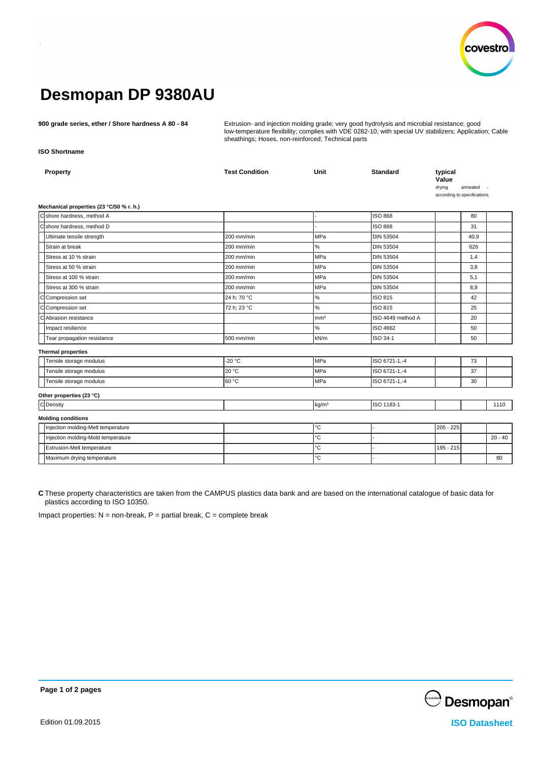# Desmopan DP 9380AU

**900 grade series, ether / Shore hardness A 80 - 84**

Extrusion- and injection molding grade; very good hydrolysis and microbial resistance; good low-temperature flexibility; complies with VDE 0282-10; with special UV stabilizers; Application; Cable sheathings; Hoses, non-reinforced; Technical parts

**ISO Shortname**

| | Property | Test Condition | Unit | Standard | typical Value drying | annealed | - according to specifications |
|---|---|---|---|---|---|---|---|
| **Mechanical properties (23 °C/50 % r. h.)** | | | | | | | |
| C | shore hardness, method A | | - | ISO 868 | | 80 | |
| C | shore hardness, method D | | - | ISO 868 | | 31 | |
| | Ultimate tensile strength | 200 mm/min | MPa | DIN 53504 | | 40,9 | |
| | Strain at break | 200 mm/min | % | DIN 53504 | | 626 | |
| | Stress at 10 % strain | 200 mm/min | MPa | DIN 53504 | | 1,4 | |
| | Stress at 50 % strain | 200 mm/min | MPa | DIN 53504 | | 3,8 | |
| | Stress at 100 % strain | 200 mm/min | MPa | DIN 53504 | | 5,1 | |
| | Stress at 300 % strain | 200 mm/min | MPa | DIN 53504 | | 8,9 | |
| C | Compression set | 24 h; 70 °C | % | ISO 815 | | 42 | |
| C | Compression set | 72 h; 23 °C | % | ISO 815 | | 25 | |
| C | Abrasion resistance | | mm³ | ISO 4649 method A | | 20 | |
| | Impact resilience | | % | ISO 4662 | | 50 | |
| | Tear propagation resistance | 500 mm/min | kN/m | ISO 34-1 | | 50 | |
| **Thermal properties** | | | | | | | |
| | Tensile storage modulus | -20 °C | MPa | ISO 6721-1,-4 | | 73 | |
| | Tensile storage modulus | 20 °C | MPa | ISO 6721-1,-4 | | 37 | |
| | Tensile storage modulus | 60 °C | MPa | ISO 6721-1,-4 | | 30 | |
| **Other properties (23 °C)** | | | | | | | |
| C | Density | | kg/m³ | ISO 1183-1 | | | 1110 |
| **Molding conditions** | | | | | | | |
| | Injection molding-Melt temperature | | °C | - | 205 - 225 | | |
| | Injection molding-Mold temperature | | °C | - | | | 20 - 40 |
| | Extrusion-Melt temperature | | °C | - | 195 - 215 | | |
| | Maximum drying temperature | | °C | - | | | 80 |

**C** These property characteristics are taken from the CAMPUS plastics data bank and are based on the international catalogue of basic data for plastics according to ISO 10350.

Impact properties: N = non-break, P = partial break, C = complete break

Edition 01.09.2015

Desmopan®

ISO Datasheet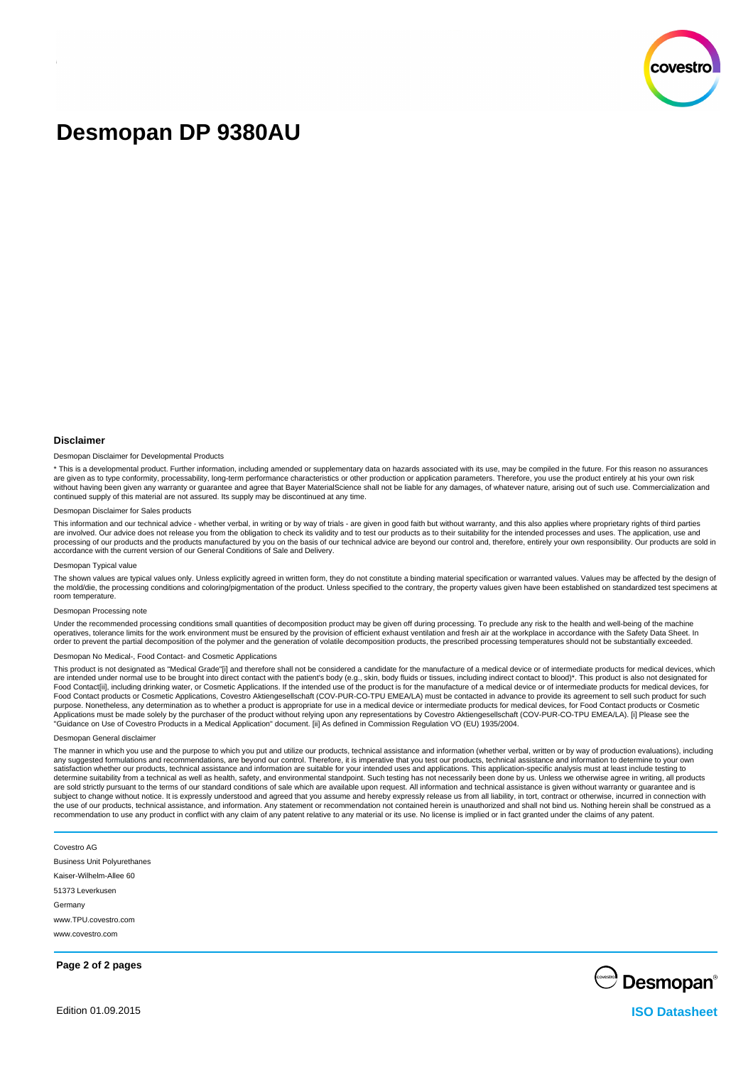# Desmopan DP 9380AU

## Disclaimer

Desmopan Disclaimer for Developmental Products

* This is a developmental product. Further information, including amended or supplementary data on hazards associated with its use, may be compiled in the future. For this reason no assurances are given as to type conformity, processability, long-term performance characteristics or other production or application parameters. Therefore, you use the product entirely at his your own risk without having been given any warranty or guarantee and agree that Bayer MaterialScience shall not be liable for any damages, of whatever nature, arising out of such use. Commercialization and continued supply of this material are not assured. Its supply may be discontinued at any time.

Desmopan Disclaimer for Sales products

This information and our technical advice - whether verbal, in writing or by way of trials - are given in good faith but without warranty, and this also applies where proprietary rights of third parties are involved. Our advice does not release you from the obligation to check its validity and to test our products as to their suitability for the intended processes and uses. The application, use and processing of our products and the products manufactured by you on the basis of our technical advice are beyond our control and, therefore, entirely your own responsibility. Our products are sold in accordance with the current version of our General Conditions of Sale and Delivery.

Desmopan Typical value

The shown values are typical values only. Unless explicitly agreed in written form, they do not constitute a binding material specification or warranted values. Values may be affected by the design of the mold/die, the processing conditions and coloring/pigmentation of the product. Unless specified to the contrary, the property values given have been established on standardized test specimens at room temperature.

Desmopan Processing note

Under the recommended processing conditions small quantities of decomposition product may be given off during processing. To preclude any risk to the health and well-being of the machine operatives, tolerance limits for the work environment must be ensured by the provision of efficient exhaust ventilation and fresh air at the workplace in accordance with the Safety Data Sheet. In order to prevent the partial decomposition of the polymer and the generation of volatile decomposition products, the prescribed processing temperatures should not be substantially exceeded.

Desmopan No Medical-, Food Contact- and Cosmetic Applications

This product is not designated as "Medical Grade"[i] and therefore shall not be considered a candidate for the manufacture of a medical device or of intermediate products for medical devices, which are intended under normal use to be brought into direct contact with the patient's body (e.g., skin, body fluids or tissues, including indirect contact to blood)*. This product is also not designated for Food Contact[ii], including drinking water, or Cosmetic Applications. If the intended use of the product is for the manufacture of a medical device or of intermediate products for medical devices, for Food Contact products or Cosmetic Applications, Covestro Aktiengesellschaft (COV-PUR-CO-TPU EMEA/LA) must be contacted in advance to provide its agreement to sell such product for such purpose. Nonetheless, any determination as to whether a product is appropriate for use in a medical device or intermediate products for medical devices, for Food Contact products or Cosmetic Applications must be made solely by the purchaser of the product without relying upon any representations by Covestro Aktiengesellschaft (COV-PUR-CO-TPU EMEA/LA). [i] Please see the "Guidance on Use of Covestro Products in a Medical Application" document. [ii] As defined in Commission Regulation VO (EU) 1935/2004.

Desmopan General disclaimer

The manner in which you use and the purpose to which you put and utilize our products, technical assistance and information (whether verbal, written or by way of production evaluations), including any suggested formulations and recommendations, are beyond our control. Therefore, it is imperative that you test our products, technical assistance and information to determine to your own satisfaction whether our products, technical assistance and information are suitable for your intended uses and applications. This application-specific analysis must at least include testing to determine suitability from a technical as well as health, safety, and environmental standpoint. Such testing has not necessarily been done by us. Unless we otherwise agree in writing, all products are sold strictly pursuant to the terms of our standard conditions of sale which are available upon request. All information and technical assistance is given without warranty or guarantee and is subject to change without notice. It is expressly understood and agreed that you assume and hereby expressly release us from all liability, in tort, contract or otherwise, incurred in connection with the use of our products, technical assistance, and information. Any statement or recommendation not contained herein is unauthorized and shall not bind us. Nothing herein shall be construed as a recommendation to use any product in conflict with any claim of any patent relative to any material or its use. No license is implied or in fact granted under the claims of any patent.

Covestro AG

Business Unit Polyurethanes

Kaiser-Wilhelm-Allee 60

51373 Leverkusen

Germany

www.TPU.covestro.com

www.covestro.com

Edition 01.09.2015

ISO Datasheet